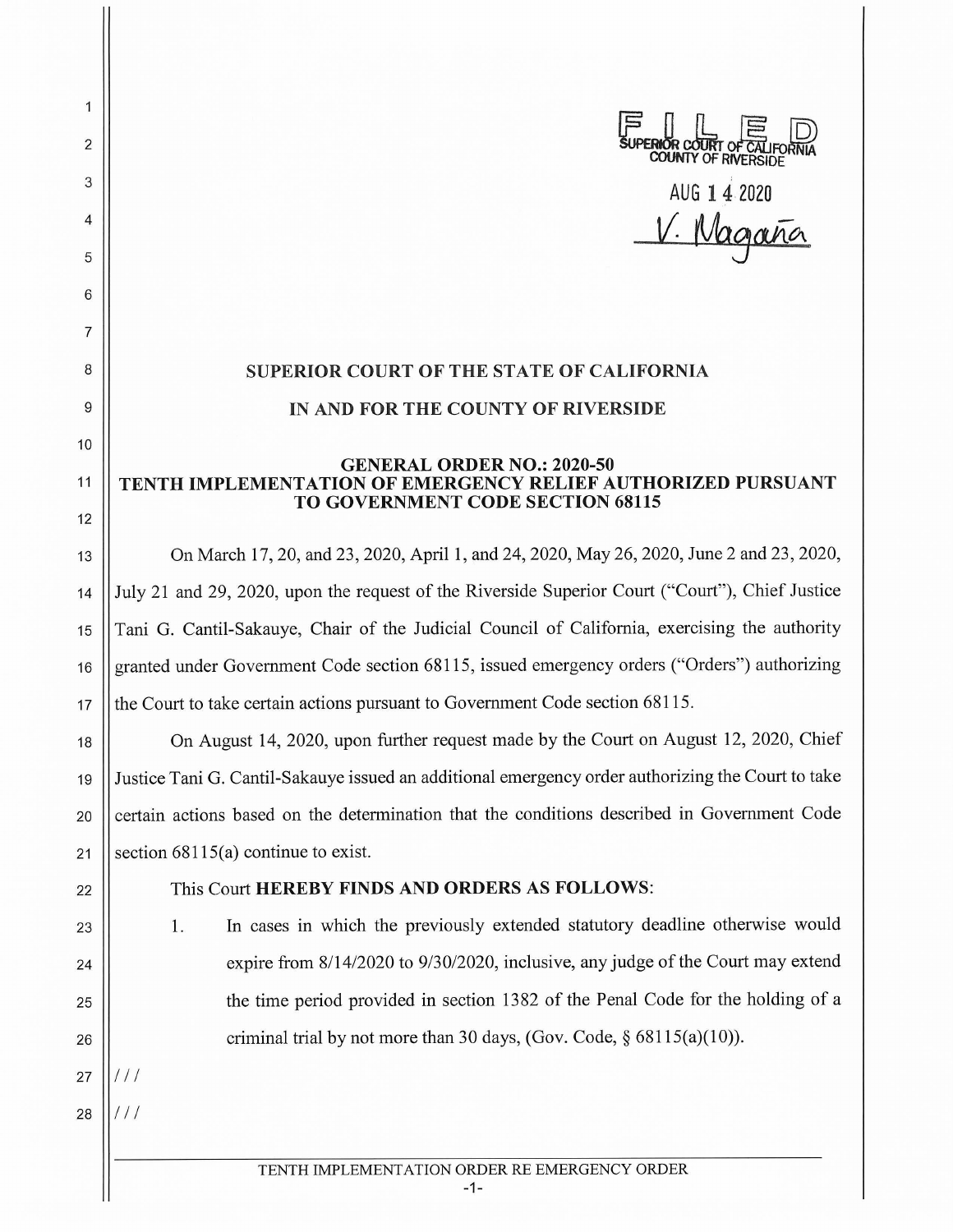FILED
SUPERIOR COURT OF CALIFORNIA
COUNTY OF RIVERSIDE

AUG 14 2020

V. Magaña

**SUPERIOR COURT OF THE STATE OF CALIFORNIA**

**IN AND FOR THE COUNTY OF RIVERSIDE**

**GENERAL ORDER NO.: 2020-50**
**TENTH IMPLEMENTATION OF EMERGENCY RELIEF AUTHORIZED PURSUANT TO GOVERNMENT CODE SECTION 68115**

On March 17, 20, and 23, 2020, April 1, and 24, 2020, May 26, 2020, June 2 and 23, 2020, July 21 and 29, 2020, upon the request of the Riverside Superior Court ("Court"), Chief Justice Tani G. Cantil-Sakauye, Chair of the Judicial Council of California, exercising the authority granted under Government Code section 68115, issued emergency orders ("Orders") authorizing the Court to take certain actions pursuant to Government Code section 68115.

On August 14, 2020, upon further request made by the Court on August 12, 2020, Chief Justice Tani G. Cantil-Sakauye issued an additional emergency order authorizing the Court to take certain actions based on the determination that the conditions described in Government Code section 68115(a) continue to exist.

This Court **HEREBY FINDS AND ORDERS AS FOLLOWS**:

1. In cases in which the previously extended statutory deadline otherwise would expire from 8/14/2020 to 9/30/2020, inclusive, any judge of the Court may extend the time period provided in section 1382 of the Penal Code for the holding of a criminal trial by not more than 30 days, (Gov. Code, § 68115(a)(10)).

///

///

TENTH IMPLEMENTATION ORDER RE EMERGENCY ORDER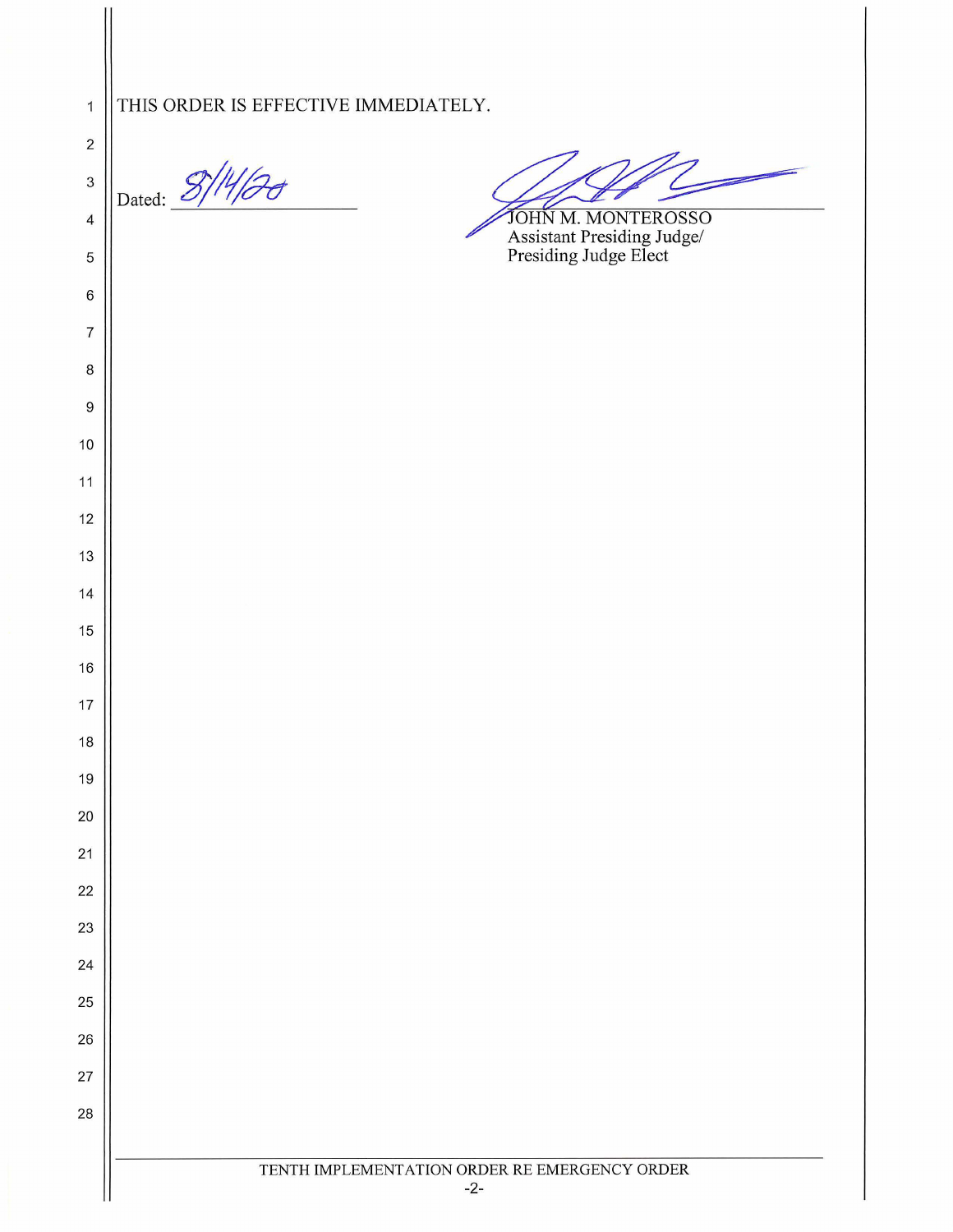THIS ORDER IS EFFECTIVE IMMEDIATELY.

Dated: 8/14/20

JOHN M. MONTEROSSO
Assistant Presiding Judge/
Presiding Judge Elect